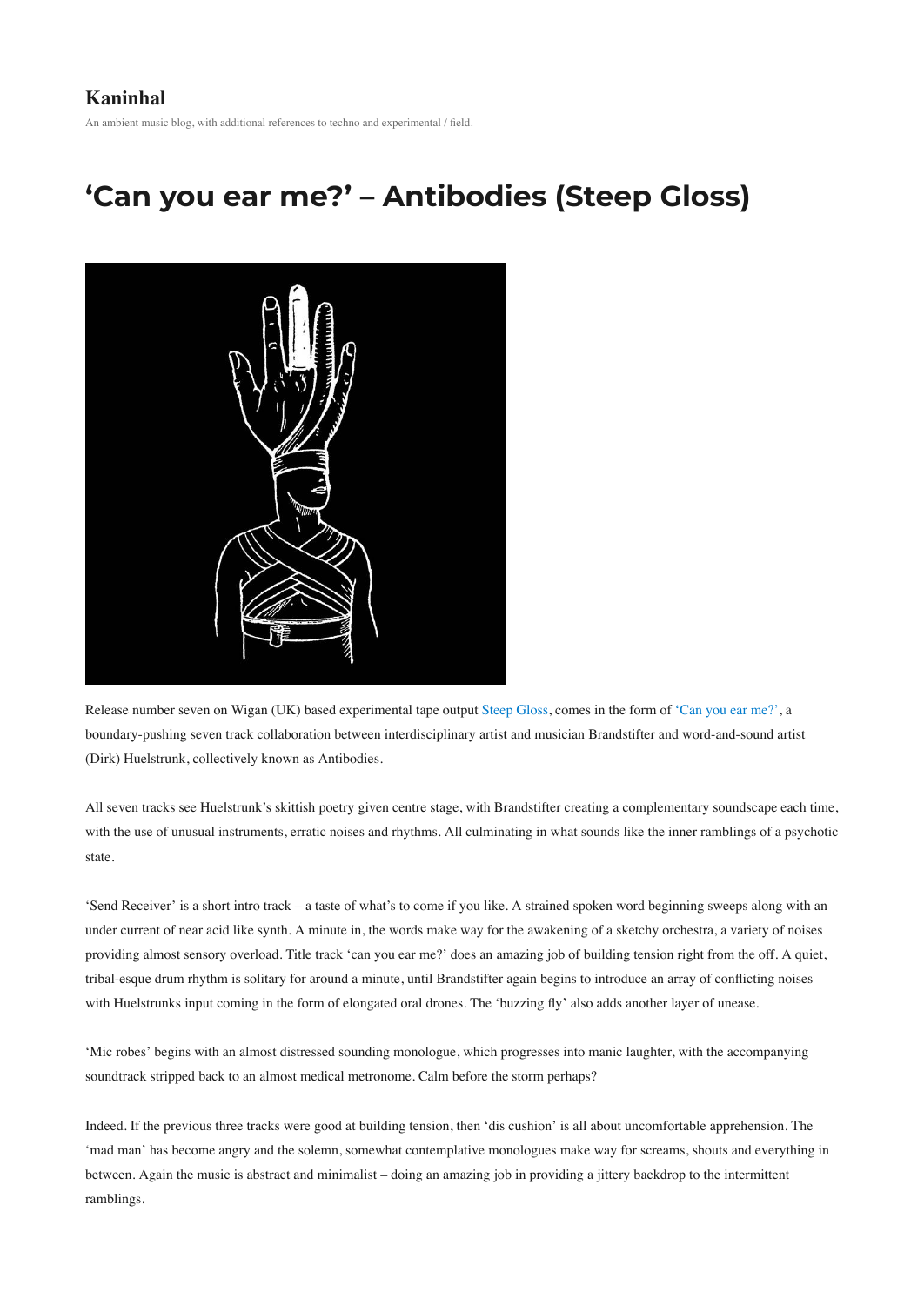**Kaninhal**

An ambient music blog, with additional references to techno and experimental / field.

# 'Can you ear me?' – Antibodies (Steep Gloss)

Release number seven on Wigan (UK) based experimental tape output Steep Gloss, comes in the form of 'Can you ear me?', a boundary-pushing seven track collaboration between interdisciplinary artist and musician Brandstifter and word-and-sound artist (Dirk) Huelstrunk, collectively known as Antibodies.

All seven tracks see Huelstrunk's skittish poetry given centre stage, with Brandstifter creating a complementary soundscape each time, with the use of unusual instruments, erratic noises and rhythms. All culminating in what sounds like the inner ramblings of a psychotic state.

'Send Receiver' is a short intro track – a taste of what's to come if you like. A strained spoken word beginning sweeps along with an under current of near acid like synth. A minute in, the words make way for the awakening of a sketchy orchestra, a variety of noises providing almost sensory overload. Title track 'can you ear me?' does an amazing job of building tension right from the off. A quiet, tribal-esque drum rhythm is solitary for around a minute, until Brandstifter again begins to introduce an array of conflicting noises with Huelstrunks input coming in the form of elongated oral drones. The 'buzzing fly' also adds another layer of unease.

'Mic robes' begins with an almost distressed sounding monologue, which progresses into manic laughter, with the accompanying soundtrack stripped back to an almost medical metronome. Calm before the storm perhaps?

Indeed. If the previous three tracks were good at building tension, then 'dis cushion' is all about uncomfortable apprehension. The 'mad man' has become angry and the solemn, somewhat contemplative monologues make way for screams, shouts and everything in between. Again the music is abstract and minimalist – doing an amazing job in providing a jittery backdrop to the intermittent ramblings.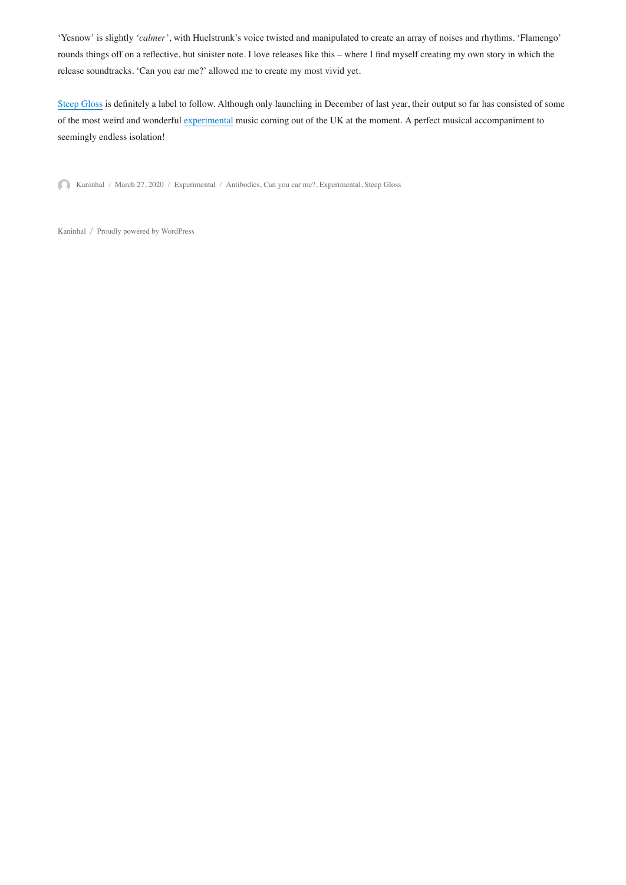'Yesnow' is slightly *'calmer'*, with Huelstrunk's voice twisted and manipulated to create an array of noises and rhythms. 'Flamengo' rounds things off on a reflective, but sinister note. I love releases like this – where I find myself creating my own story in which the release soundtracks. 'Can you ear me?' allowed me to create my most vivid yet.

Steep Gloss is definitely a label to follow. Although only launching in December of last year, their output so far has consisted of some of the most weird and wonderful experimental music coming out of the UK at the moment. A perfect musical accompaniment to seemingly endless isolation!

Kaninhal / March 27, 2020 / Experimental / Antibodies, Can you ear me?, Experimental, Steep Gloss

Kaninhal / Proudly powered by WordPress